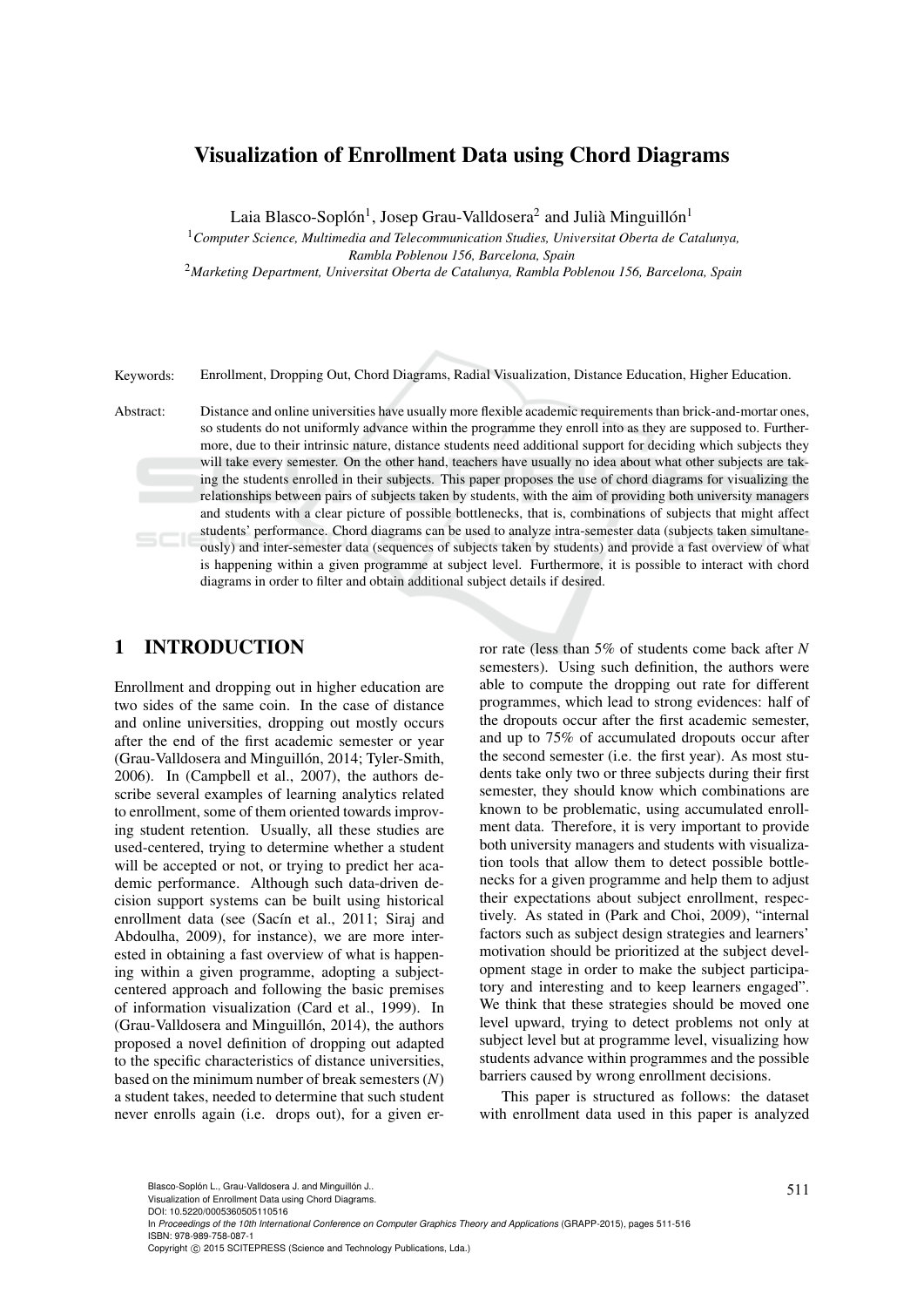# Visualization of Enrollment Data using Chord Diagrams

Laia Blasco-Soplón[1], Josep Grau-Valldosera[2] and Julià Minguillón[1]

[1]*Computer Science, Multimedia and Telecommunication Studies, Universitat Oberta de Catalunya, Rambla Poblenou 156, Barcelona, Spain*

[2]*Marketing Department, Universitat Oberta de Catalunya, Rambla Poblenou 156, Barcelona, Spain*

Keywords: Enrollment, Dropping Out, Chord Diagrams, Radial Visualization, Distance Education, Higher Education.

Abstract: Distance and online universities have usually more flexible academic requirements than brick-and-mortar ones, so students do not uniformly advance within the programme they enroll into as they are supposed to. Furthermore, due to their intrinsic nature, distance students need additional support for deciding which subjects they will take every semester. On the other hand, teachers have usually no idea about what other subjects are taking the students enrolled in their subjects. This paper proposes the use of chord diagrams for visualizing the relationships between pairs of subjects taken by students, with the aim of providing both university managers and students with a clear picture of possible bottlenecks, that is, combinations of subjects that might affect students' performance. Chord diagrams can be used to analyze intra-semester data (subjects taken simultaneously) and inter-semester data (sequences of subjects taken by students) and provide a fast overview of what is happening within a given programme at subject level. Furthermore, it is possible to interact with chord diagrams in order to filter and obtain additional subject details if desired.

## 1 INTRODUCTION

Enrollment and dropping out in higher education are two sides of the same coin. In the case of distance and online universities, dropping out mostly occurs after the end of the first academic semester or year (Grau-Valldosera and Minguillón, 2014; Tyler-Smith, 2006). In (Campbell et al., 2007), the authors describe several examples of learning analytics related to enrollment, some of them oriented towards improving student retention. Usually, all these studies are used-centered, trying to determine whether a student will be accepted or not, or trying to predict her academic performance. Although such data-driven decision support systems can be built using historical enrollment data (see (Sacín et al., 2011; Siraj and Abdoulha, 2009), for instance), we are more interested in obtaining a fast overview of what is happening within a given programme, adopting a subject-centered approach and following the basic premises of information visualization (Card et al., 1999). In (Grau-Valldosera and Minguillón, 2014), the authors proposed a novel definition of dropping out adapted to the specific characteristics of distance universities, based on the minimum number of break semesters ($N$) a student takes, needed to determine that such student never enrolls again (i.e. drops out), for a given error rate (less than 5% of students come back after $N$ semesters). Using such definition, the authors were able to compute the dropping out rate for different programmes, which lead to strong evidences: half of the dropouts occur after the first academic semester, and up to 75% of accumulated dropouts occur after the second semester (i.e. the first year). As most students take only two or three subjects during their first semester, they should know which combinations are known to be problematic, using accumulated enrollment data. Therefore, it is very important to provide both university managers and students with visualization tools that allow them to detect possible bottlenecks for a given programme and help them to adjust their expectations about subject enrollment, respectively. As stated in (Park and Choi, 2009), "internal factors such as subject design strategies and learners' motivation should be prioritized at the subject development stage in order to make the subject participatory and interesting and to keep learners engaged". We think that these strategies should be moved one level upward, trying to detect problems not only at subject level but at programme level, visualizing how students advance within programmes and the possible barriers caused by wrong enrollment decisions.

This paper is structured as follows: the dataset with enrollment data used in this paper is analyzed

Blasco-Soplón L., Grau-Valldosera J. and Minguillón J..
Visualization of Enrollment Data using Chord Diagrams.
DOI: 10.5220/0005360505110516
In *Proceedings of the 10th International Conference on Computer Graphics Theory and Applications* (GRAPP-2015), pages 511-516
ISBN: 978-989-758-087-1
Copyright © 2015 SCITEPRESS (Science and Technology Publications, Lda.)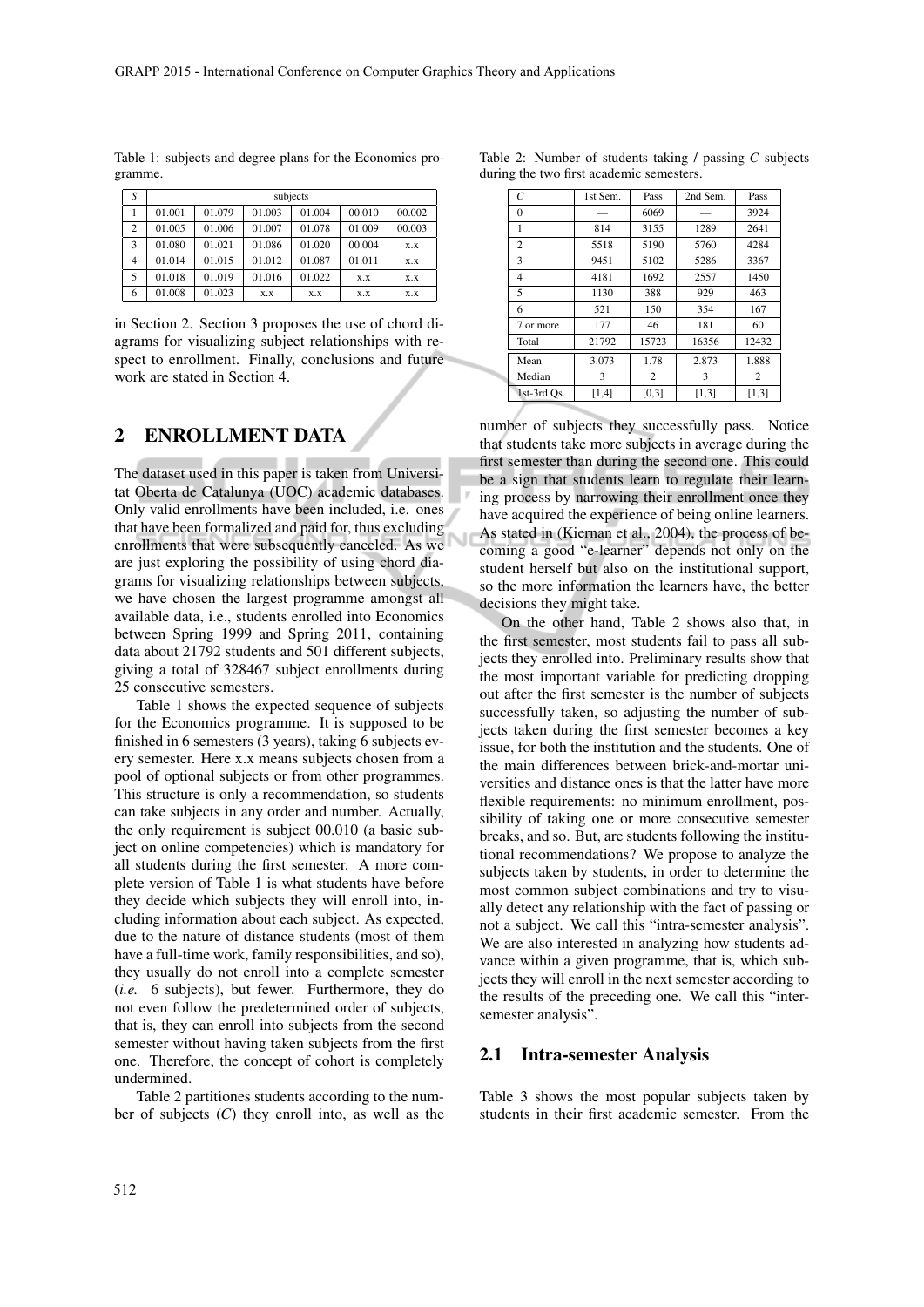Table 1: subjects and degree plans for the Economics programme.

| S | subjects | | | | | |
|---|---|---|---|---|---|---|
| 1 | 01.001 | 01.079 | 01.003 | 01.004 | 00.010 | 00.002 |
| 2 | 01.005 | 01.006 | 01.007 | 01.078 | 01.009 | 00.003 |
| 3 | 01.080 | 01.021 | 01.086 | 01.020 | 00.004 | x.x |
| 4 | 01.014 | 01.015 | 01.012 | 01.087 | 01.011 | x.x |
| 5 | 01.018 | 01.019 | 01.016 | 01.022 | x.x | x.x |
| 6 | 01.008 | 01.023 | x.x | x.x | x.x | x.x |

in Section 2. Section 3 proposes the use of chord diagrams for visualizing subject relationships with respect to enrollment. Finally, conclusions and future work are stated in Section 4.

## 2 ENROLLMENT DATA

The dataset used in this paper is taken from Universitat Oberta de Catalunya (UOC) academic databases. Only valid enrollments have been included, i.e. ones that have been formalized and paid for, thus excluding enrollments that were subsequently canceled. As we are just exploring the possibility of using chord diagrams for visualizing relationships between subjects, we have chosen the largest programme amongst all available data, i.e., students enrolled into Economics between Spring 1999 and Spring 2011, containing data about 21792 students and 501 different subjects, giving a total of 328467 subject enrollments during 25 consecutive semesters.

Table 1 shows the expected sequence of subjects for the Economics programme. It is supposed to be finished in 6 semesters (3 years), taking 6 subjects every semester. Here x.x means subjects chosen from a pool of optional subjects or from other programmes. This structure is only a recommendation, so students can take subjects in any order and number. Actually, the only requirement is subject 00.010 (a basic subject on online competencies) which is mandatory for all students during the first semester. A more complete version of Table 1 is what students have before they decide which subjects they will enroll into, including information about each subject. As expected, due to the nature of distance students (most of them have a full-time work, family responsibilities, and so), they usually do not enroll into a complete semester (*i.e.* 6 subjects), but fewer. Furthermore, they do not even follow the predetermined order of subjects, that is, they can enroll into subjects from the second semester without having taken subjects from the first one. Therefore, the concept of cohort is completely undermined.

Table 2 partitiones students according to the number of subjects ($C$) they enroll into, as well as the number of subjects they successfully pass. Notice that students take more subjects in average during the first semester than during the second one. This could be a sign that students learn to regulate their learning process by narrowing their enrollment once they have acquired the experience of being online learners. As stated in (Kiernan et al., 2004), the process of becoming a good "e-learner" depends not only on the student herself but also on the institutional support, so the more information the learners have, the better decisions they might take.

Table 2: Number of students taking / passing $C$ subjects during the two first academic semesters.

| $C$ | 1st Sem. | Pass | 2nd Sem. | Pass |
|---|---|---|---|---|
| 0 | — | 6069 | — | 3924 |
| 1 | 814 | 3155 | 1289 | 2641 |
| 2 | 5518 | 5190 | 5760 | 4284 |
| 3 | 9451 | 5102 | 5286 | 3367 |
| 4 | 4181 | 1692 | 2557 | 1450 |
| 5 | 1130 | 388 | 929 | 463 |
| 6 | 521 | 150 | 354 | 167 |
| 7 or more | 177 | 46 | 181 | 60 |
| Total | 21792 | 15723 | 16356 | 12432 |
| Mean | 3.073 | 1.78 | 2.873 | 1.888 |
| Median | 3 | 2 | 3 | 2 |
| 1st-3rd Qs. | [1,4] | [0,3] | [1,3] | [1,3] |

On the other hand, Table 2 shows also that, in the first semester, most students fail to pass all subjects they enrolled into. Preliminary results show that the most important variable for predicting dropping out after the first semester is the number of subjects successfully taken, so adjusting the number of subjects taken during the first semester becomes a key issue, for both the institution and the students. One of the main differences between brick-and-mortar universities and distance ones is that the latter have more flexible requirements: no minimum enrollment, possibility of taking one or more consecutive semester breaks, and so. But, are students following the institutional recommendations? We propose to analyze the subjects taken by students, in order to determine the most common subject combinations and try to visually detect any relationship with the fact of passing or not a subject. We call this "intra-semester analysis". We are also interested in analyzing how students advance within a given programme, that is, which subjects they will enroll in the next semester according to the results of the preceding one. We call this "inter-semester analysis".

### 2.1 Intra-semester Analysis

Table 3 shows the most popular subjects taken by students in their first academic semester. From the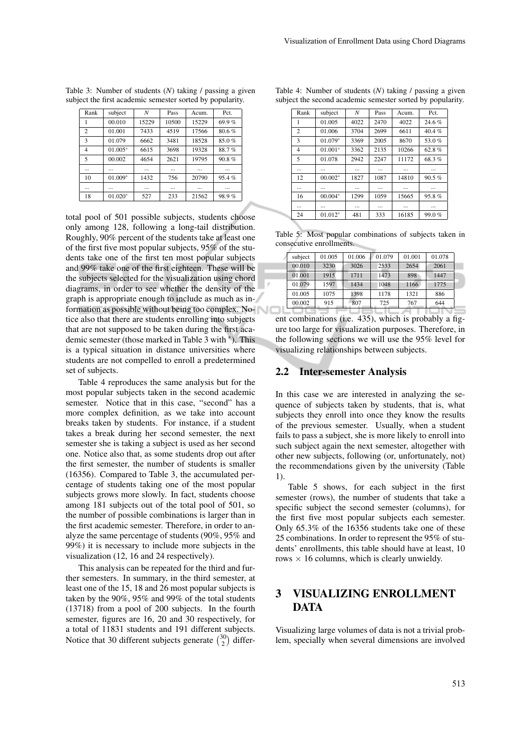Table 3: Number of students ($N$) taking / passing a given subject the first academic semester sorted by popularity.

| Rank | subject | $N$ | Pass | Acum. | Pct. |
|---|---|---|---|---|---|
| 1 | 00.010 | 15229 | 10500 | 15229 | 69.9 % |
| 2 | 01.001 | 7433 | 4519 | 17566 | 80.6 % |
| 3 | 01.079 | 6662 | 3481 | 18528 | 85.0 % |
| 4 | 01.005* | 6615 | 3698 | 19328 | 88.7 % |
| 5 | 00.002 | 4654 | 2621 | 19795 | 90.8 % |
| ... | ... | ... | ... | ... | ... |
| 10 | 01.009* | 1432 | 756 | 20790 | 95.4 % |
| ... | ... | ... | ... | ... | ... |
| 18 | 01.020* | 527 | 233 | 21562 | 98.9 % |

total pool of 501 possible subjects, students choose only among 128, following a long-tail distribution. Roughly, 90% percent of the students take at least one of the first five most popular subjects, 95% of the students take one of the first ten most popular subjects and 99% take one of the first eighteen. These will be the subjects selected for the visualization using chord diagrams, in order to see whether the density of the graph is appropriate enough to include as much as information as possible without being too complex. Notice also that there are students enrolling into subjects that are not supposed to be taken during the first academic semester (those marked in Table 3 with *). This is a typical situation in distance universities where students are not compelled to enroll a predetermined set of subjects.

Table 4 reproduces the same analysis but for the most popular subjects taken in the second academic semester. Notice that in this case, "second" has a more complex definition, as we take into account breaks taken by students. For instance, if a student takes a break during her second semester, the next semester she is taking a subject is used as her second one. Notice also that, as some students drop out after the first semester, the number of students is smaller (16356). Compared to Table 3, the accumulated percentage of students taking one of the most popular subjects grows more slowly. In fact, students choose among 181 subjects out of the total pool of 501, so the number of possible combinations is larger than in the first academic semester. Therefore, in order to analyze the same percentage of students (90%, 95% and 99%) it is necessary to include more subjects in the visualization (12, 16 and 24 respectively).

This analysis can be repeated for the third and further semesters. In summary, in the third semester, at least one of the 15, 18 and 26 most popular subjects is taken by the 90%, 95% and 99% of the total students (13718) from a pool of 200 subjects. In the fourth semester, figures are 16, 20 and 30 respectively, for a total of 11831 students and 191 different subjects. Notice that 30 different subjects generate $\binom{30}{2}$ different combinations (i.e. 435), which is probably a figure too large for visualization purposes. Therefore, in the following sections we will use the 95% level for visualizing relationships between subjects.

Table 4: Number of students ($N$) taking / passing a given subject the second academic semester sorted by popularity.

| Rank | subject | $N$ | Pass | Acum. | Pct. |
|---|---|---|---|---|---|
| 1 | 01.005 | 4022 | 2470 | 4022 | 24.6 % |
| 2 | 01.006 | 3704 | 2699 | 6611 | 40.4 % |
| 3 | 01.079* | 3369 | 2005 | 8670 | 53.0 % |
| 4 | 01.001* | 3362 | 2135 | 10266 | 62.8 % |
| 5 | 01.078 | 2942 | 2247 | 11172 | 68.3 % |
| ... | ... | ... | ... | ... | ... |
| 12 | 00.002* | 1827 | 1087 | 14810 | 90.5 % |
| ... | ... | ... | ... | ... | ... |
| 16 | 00.004* | 1299 | 1059 | 15665 | 95.8 % |
| ... | ... | ... | ... | ... | ... |
| 24 | 01.012* | 481 | 333 | 16185 | 99.0 % |

Table 5: Most popular combinations of subjects taken in consecutive enrollments.

| subject | 01.005 | 01.006 | 01.079 | 01.001 | 01.078 |
|---|---|---|---|---|---|
| 00.010 | 3230 | 3026 | 2533 | 2654 | 2061 |
| 01.001 | 1915 | 1711 | 1473 | 898 | 1447 |
| 01.079 | 1597 | 1434 | 1048 | 1166 | 1775 |
| 01.005 | 1075 | 1398 | 1178 | 1321 | 886 |
| 00.002 | 915 | 807 | 725 | 767 | 644 |

## 2.2 Inter-semester Analysis

In this case we are interested in analyzing the sequence of subjects taken by students, that is, what subjects they enroll into once they know the results of the previous semester. Usually, when a student fails to pass a subject, she is more likely to enroll into such subject again the next semester, altogether with other new subjects, following (or, unfortunately, not) the recommendations given by the university (Table 1).

Table 5 shows, for each subject in the first semester (rows), the number of students that take a specific subject the second semester (columns), for the first five most popular subjects each semester. Only 65.3% of the 16356 students take one of these 25 combinations. In order to represent the 95% of students' enrollments, this table should have at least, 10 rows $\times$ 16 columns, which is clearly unwieldy.

# 3 VISUALIZING ENROLLMENT DATA

Visualizing large volumes of data is not a trivial problem, specially when several dimensions are involved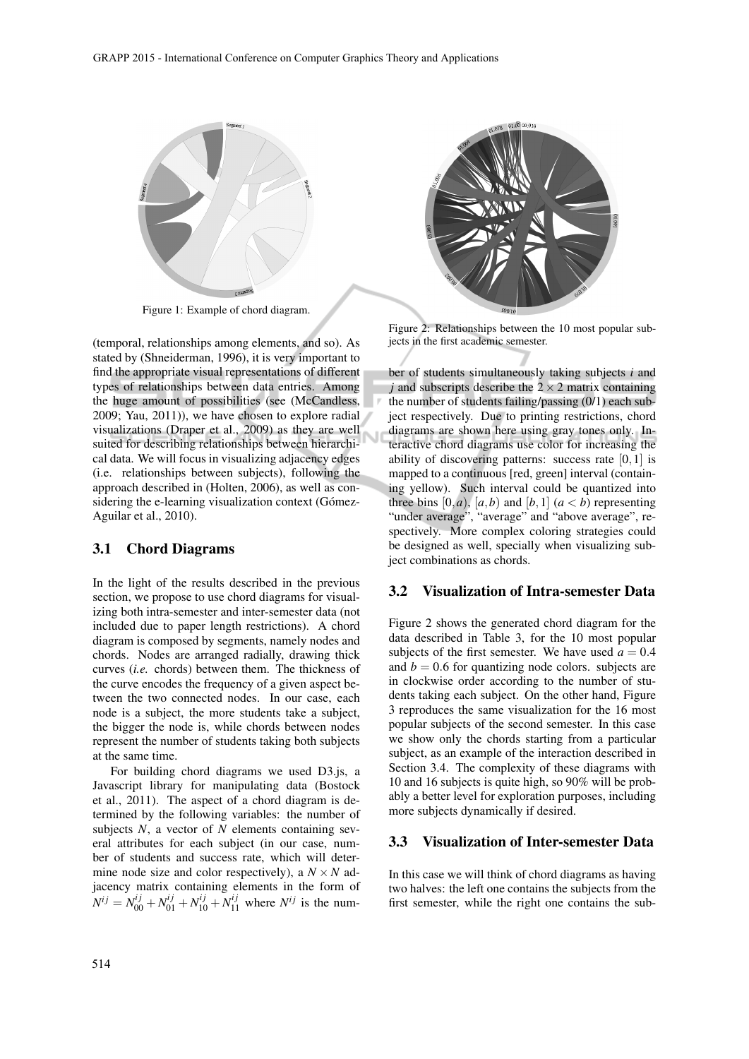Figure 1: Example of chord diagram.

Figure 2: Relationships between the 10 most popular subjects in the first academic semester.

(temporal, relationships among elements, and so). As stated by (Shneiderman, 1996), it is very important to find the appropriate visual representations of different types of relationships between data entries. Among the huge amount of possibilities (see (McCandless, 2009; Yau, 2011)), we have chosen to explore radial visualizations (Draper et al., 2009) as they are well suited for describing relationships between hierarchical data. We will focus in visualizing adjacency edges (i.e. relationships between subjects), following the approach described in (Holten, 2006), as well as considering the e-learning visualization context (Gómez-Aguilar et al., 2010).

### 3.1 Chord Diagrams

In the light of the results described in the previous section, we propose to use chord diagrams for visualizing both intra-semester and inter-semester data (not included due to paper length restrictions). A chord diagram is composed by segments, namely nodes and chords. Nodes are arranged radially, drawing thick curves (*i.e.* chords) between them. The thickness of the curve encodes the frequency of a given aspect between the two connected nodes. In our case, each node is a subject, the more students take a subject, the bigger the node is, while chords between nodes represent the number of students taking both subjects at the same time.

For building chord diagrams we used D3.js, a Javascript library for manipulating data (Bostock et al., 2011). The aspect of a chord diagram is determined by the following variables: the number of subjects $N$, a vector of $N$ elements containing several attributes for each subject (in our case, number of students and success rate, which will determine node size and color respectively), a $N \times N$ adjacency matrix containing elements in the form of $N^{ij} = N^{ij}_{00} + N^{ij}_{01} + N^{ij}_{10} + N^{ij}_{11}$ where $N^{ij}$ is the number of students simultaneously taking subjects $i$ and $j$ and subscripts describe the $2 \times 2$ matrix containing the number of students failing/passing (0/1) each subject respectively. Due to printing restrictions, chord diagrams are shown here using gray tones only. Interactive chord diagrams use color for increasing the ability of discovering patterns: success rate $[0,1]$ is mapped to a continuous [red, green] interval (containing yellow). Such interval could be quantized into three bins $[0,a)$, $[a,b)$ and $[b,1]$ ($a < b$) representing "under average", "average" and "above average", respectively. More complex coloring strategies could be designed as well, specially when visualizing subject combinations as chords.

### 3.2 Visualization of Intra-semester Data

Figure 2 shows the generated chord diagram for the data described in Table 3, for the 10 most popular subjects of the first semester. We have used $a = 0.4$ and $b = 0.6$ for quantizing node colors. subjects are in clockwise order according to the number of students taking each subject. On the other hand, Figure 3 reproduces the same visualization for the 16 most popular subjects of the second semester. In this case we show only the chords starting from a particular subject, as an example of the interaction described in Section 3.4. The complexity of these diagrams with 10 and 16 subjects is quite high, so 90% will be probably a better level for exploration purposes, including more subjects dynamically if desired.

### 3.3 Visualization of Inter-semester Data

In this case we will think of chord diagrams as having two halves: the left one contains the subjects from the first semester, while the right one contains the sub-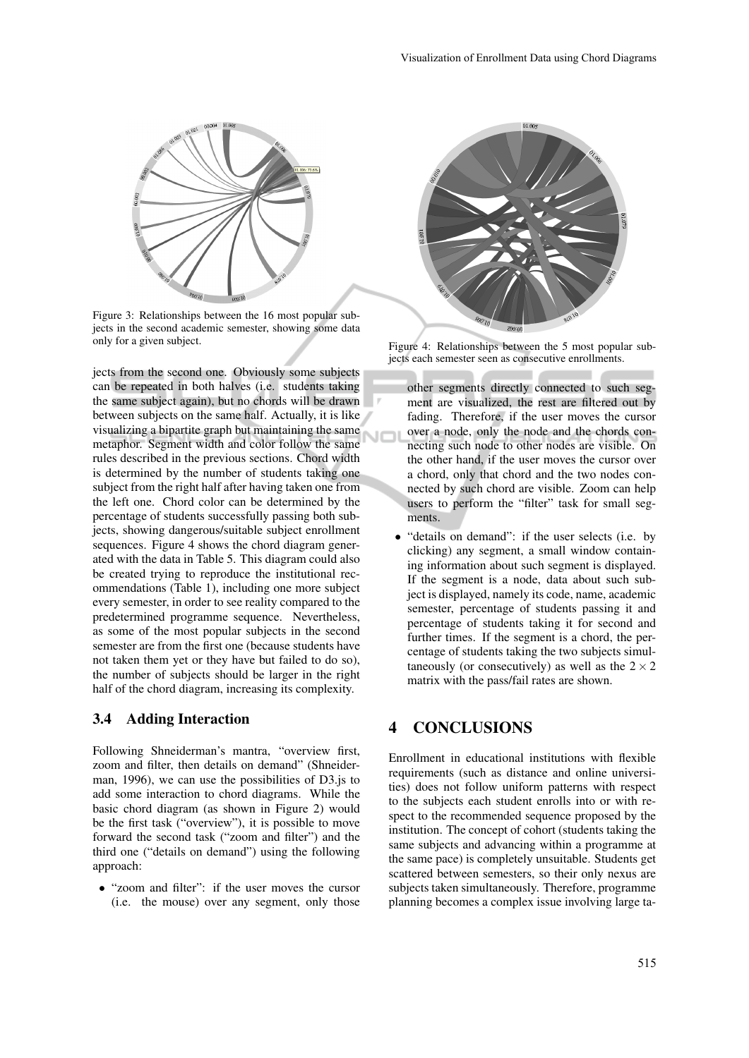Figure 3: Relationships between the 16 most popular subjects in the second academic semester, showing some data only for a given subject.

Figure 4: Relationships between the 5 most popular subjects each semester seen as consecutive enrollments.

jects from the second one. Obviously some subjects can be repeated in both halves (i.e. students taking the same subject again), but no chords will be drawn between subjects on the same half. Actually, it is like visualizing a bipartite graph but maintaining the same metaphor. Segment width and color follow the same rules described in the previous sections. Chord width is determined by the number of students taking one subject from the right half after having taken one from the left one. Chord color can be determined by the percentage of students successfully passing both subjects, showing dangerous/suitable subject enrollment sequences. Figure 4 shows the chord diagram generated with the data in Table 5. This diagram could also be created trying to reproduce the institutional recommendations (Table 1), including one more subject every semester, in order to see reality compared to the predetermined programme sequence. Nevertheless, as some of the most popular subjects in the second semester are from the first one (because students have not taken them yet or they have but failed to do so), the number of subjects should be larger in the right half of the chord diagram, increasing its complexity.

### 3.4 Adding Interaction

Following Shneiderman's mantra, "overview first, zoom and filter, then details on demand" (Shneiderman, 1996), we can use the possibilities of D3.js to add some interaction to chord diagrams. While the basic chord diagram (as shown in Figure 2) would be the first task ("overview"), it is possible to move forward the second task ("zoom and filter") and the third one ("details on demand") using the following approach:

- "zoom and filter": if the user moves the cursor (i.e. the mouse) over any segment, only those other segments directly connected to such segment are visualized, the rest are filtered out by fading. Therefore, if the user moves the cursor over a node, only the node and the chords connecting such node to other nodes are visible. On the other hand, if the user moves the cursor over a chord, only that chord and the two nodes connected by such chord are visible. Zoom can help users to perform the "filter" task for small segments.
- "details on demand": if the user selects (i.e. by clicking) any segment, a small window containing information about such segment is displayed. If the segment is a node, data about such subject is displayed, namely its code, name, academic semester, percentage of students passing it and percentage of students taking it for second and further times. If the segment is a chord, the percentage of students taking the two subjects simultaneously (or consecutively) as well as the $2 \times 2$ matrix with the pass/fail rates are shown.

## 4 CONCLUSIONS

Enrollment in educational institutions with flexible requirements (such as distance and online universities) does not follow uniform patterns with respect to the subjects each student enrolls into or with respect to the recommended sequence proposed by the institution. The concept of cohort (students taking the same subjects and advancing within a programme at the same pace) is completely unsuitable. Students get scattered between semesters, so their only nexus are subjects taken simultaneously. Therefore, programme planning becomes a complex issue involving large ta-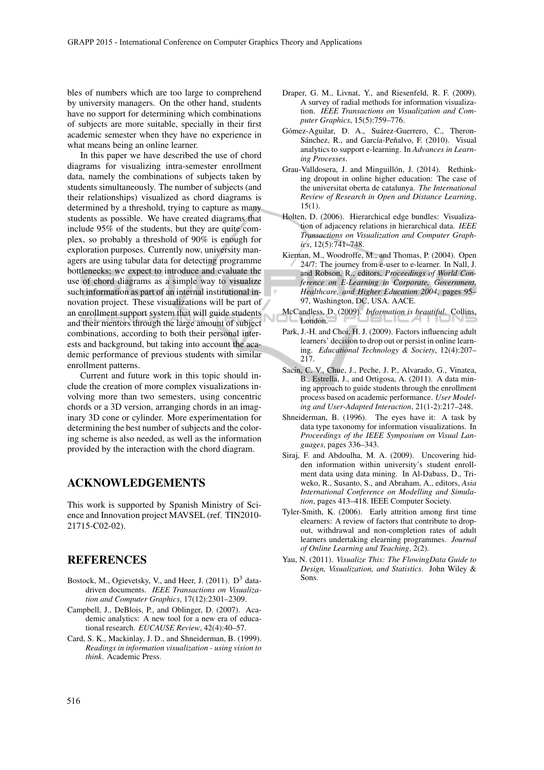bles of numbers which are too large to comprehend by university managers. On the other hand, students have no support for determining which combinations of subjects are more suitable, specially in their first academic semester when they have no experience in what means being an online learner.

In this paper we have described the use of chord diagrams for visualizing intra-semester enrollment data, namely the combinations of subjects taken by students simultaneously. The number of subjects (and their relationships) visualized as chord diagrams is determined by a threshold, trying to capture as many students as possible. We have created diagrams that include 95% of the students, but they are quite complex, so probably a threshold of 90% is enough for exploration purposes. Currently now, university managers are using tabular data for detecting programme bottlenecks; we expect to introduce and evaluate the use of chord diagrams as a simple way to visualize such information as part of an internal institutional innovation project. These visualizations will be part of an enrollment support system that will guide students and their mentors through the large amount of subject combinations, according to both their personal interests and background, but taking into account the academic performance of previous students with similar enrollment patterns.

Current and future work in this topic should include the creation of more complex visualizations involving more than two semesters, using concentric chords or a 3D version, arranging chords in an imaginary 3D cone or cylinder. More experimentation for determining the best number of subjects and the coloring scheme is also needed, as well as the information provided by the interaction with the chord diagram.

## ACKNOWLEDGEMENTS

This work is supported by Spanish Ministry of Science and Innovation project MAVSEL (ref. TIN2010-21715-C02-02).

## REFERENCES

Bostock, M., Ogievetsky, V., and Heer, J. (2011). $D^3$ data-driven documents. *IEEE Transactions on Visualization and Computer Graphics*, 17(12):2301–2309.

Campbell, J., DeBlois, P., and Oblinger, D. (2007). Academic analytics: A new tool for a new era of educational research. *EUCAUSE Review*, 42(4):40–57.

Card, S. K., Mackinlay, J. D., and Shneiderman, B. (1999). *Readings in information visualization - using vision to think*. Academic Press.

Draper, G. M., Livnat, Y., and Riesenfeld, R. F. (2009). A survey of radial methods for information visualization. *IEEE Transactions on Visualization and Computer Graphics*, 15(5):759–776.

Gómez-Aguilar, D. A., Suárez-Guerrero, C., Theron-Sánchez, R., and García-Peñalvo, F. (2010). Visual analytics to support e-learning. In *Advances in Learning Processes*.

Grau-Valldosera, J. and Minguillón, J. (2014). Rethinking dropout in online higher education: The case of the universitat oberta de catalunya. *The International Review of Research in Open and Distance Learning*, 15(1).

Holten, D. (2006). Hierarchical edge bundles: Visualization of adjacency relations in hierarchical data. *IEEE Transactions on Visualization and Computer Graphics*, 12(5):741–748.

Kiernan, M., Woodroffe, M., and Thomas, P. (2004). Open 24/7: The journey from e-user to e-learner. In Nall, J. and Robson, R., editors, *Proceedings of World Conference on E-Learning in Corporate, Government, Healthcare, and Higher Education 2004*, pages 95–97, Washington, DC, USA. AACE.

McCandless, D. (2009). *Information is beautiful*. Collins, London.

Park, J.-H. and Choi, H. J. (2009). Factors influencing adult learners' decision to drop out or persist in online learning. *Educational Technology & Society*, 12(4):207–217.

Sacín, C. V., Chue, J., Peche, J. P., Alvarado, G., Vinatea, B., Estrella, J., and Ortigosa, A. (2011). A data mining approach to guide students through the enrollment process based on academic performance. *User Modeling and User-Adapted Interaction*, 21(1-2):217–248.

Shneiderman, B. (1996). The eyes have it: A task by data type taxonomy for information visualizations. In *Proceedings of the IEEE Symposium on Visual Languages*, pages 336–343.

Siraj, F. and Abdoulha, M. A. (2009). Uncovering hidden information within university's student enrollment data using data mining. In Al-Dabass, D., Triweko, R., Susanto, S., and Abraham, A., editors, *Asia International Conference on Modelling and Simulation*, pages 413–418. IEEE Computer Society.

Tyler-Smith, K. (2006). Early attrition among first time elearners: A review of factors that contribute to dropout, withdrawal and non-completion rates of adult learners undertaking elearning programmes. *Journal of Online Learning and Teaching*, 2(2).

Yau, N. (2011). *Visualize This: The FlowingData Guide to Design, Visualization, and Statistics*. John Wiley & Sons.